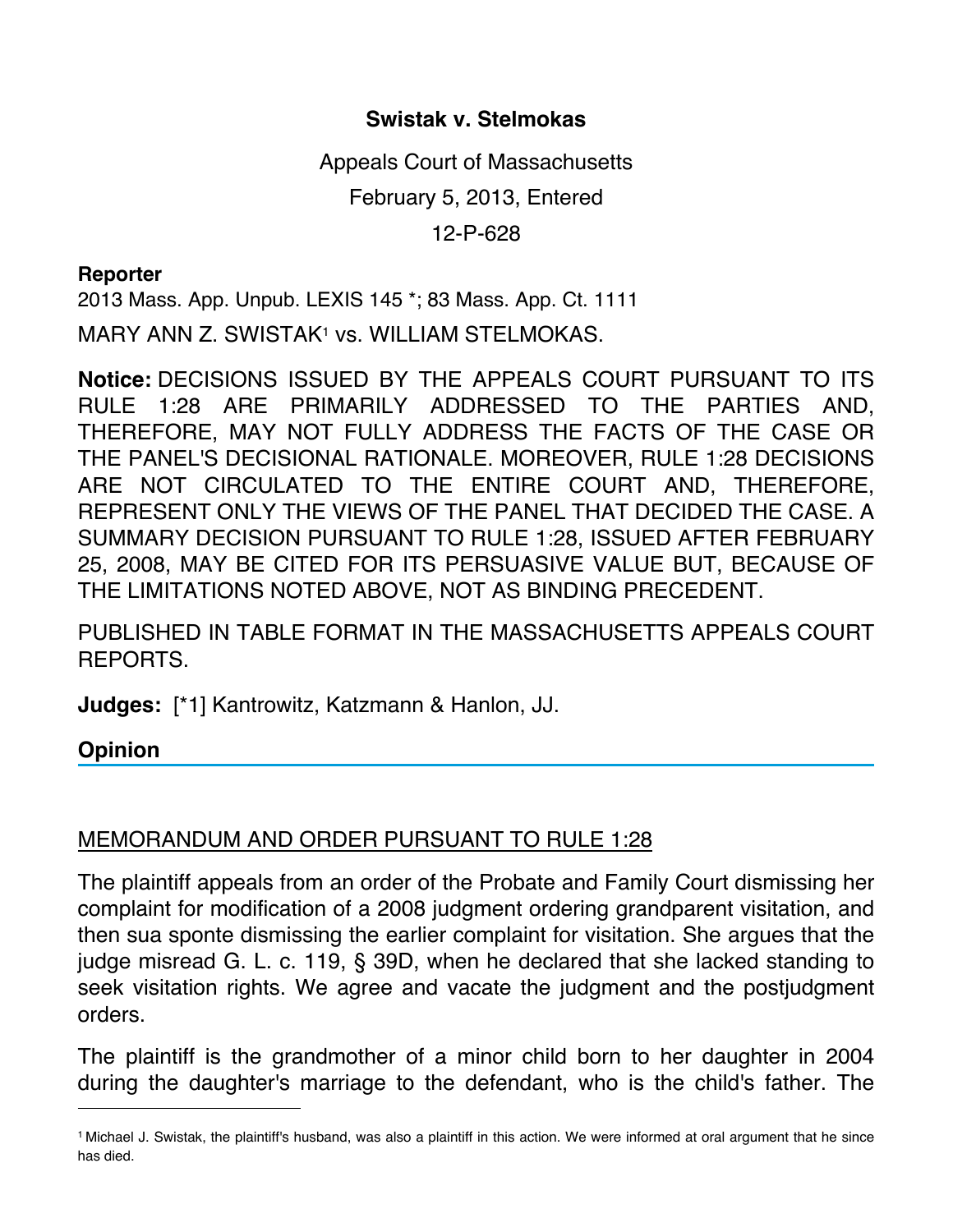**Swistak v. Stelmokas**

Appeals Court of Massachusetts

February 5, 2013, Entered

12-P-628

**Reporter**

2013 Mass. App. Unpub. LEXIS 145 *; 83 Mass. App. Ct. 1111

MARY ANN Z. SWISTAK[1] vs. WILLIAM STELMOKAS.

**Notice:** DECISIONS ISSUED BY THE APPEALS COURT PURSUANT TO ITS RULE 1:28 ARE PRIMARILY ADDRESSED TO THE PARTIES AND, THEREFORE, MAY NOT FULLY ADDRESS THE FACTS OF THE CASE OR THE PANEL'S DECISIONAL RATIONALE. MOREOVER, RULE 1:28 DECISIONS ARE NOT CIRCULATED TO THE ENTIRE COURT AND, THEREFORE, REPRESENT ONLY THE VIEWS OF THE PANEL THAT DECIDED THE CASE. A SUMMARY DECISION PURSUANT TO RULE 1:28, ISSUED AFTER FEBRUARY 25, 2008, MAY BE CITED FOR ITS PERSUASIVE VALUE BUT, BECAUSE OF THE LIMITATIONS NOTED ABOVE, NOT AS BINDING PRECEDENT.

PUBLISHED IN TABLE FORMAT IN THE MASSACHUSETTS APPEALS COURT REPORTS.

**Judges:** [*1] Kantrowitz, Katzmann & Hanlon, JJ.

## Opinion

MEMORANDUM AND ORDER PURSUANT TO RULE 1:28

The plaintiff appeals from an order of the Probate and Family Court dismissing her complaint for modification of a 2008 judgment ordering grandparent visitation, and then sua sponte dismissing the earlier complaint for visitation. She argues that the judge misread G. L. c. 119, § 39D, when he declared that she lacked standing to seek visitation rights. We agree and vacate the judgment and the postjudgment orders.

The plaintiff is the grandmother of a minor child born to her daughter in 2004 during the daughter's marriage to the defendant, who is the child's father. The

---

[1] Michael J. Swistak, the plaintiff's husband, was also a plaintiff in this action. We were informed at oral argument that he since has died.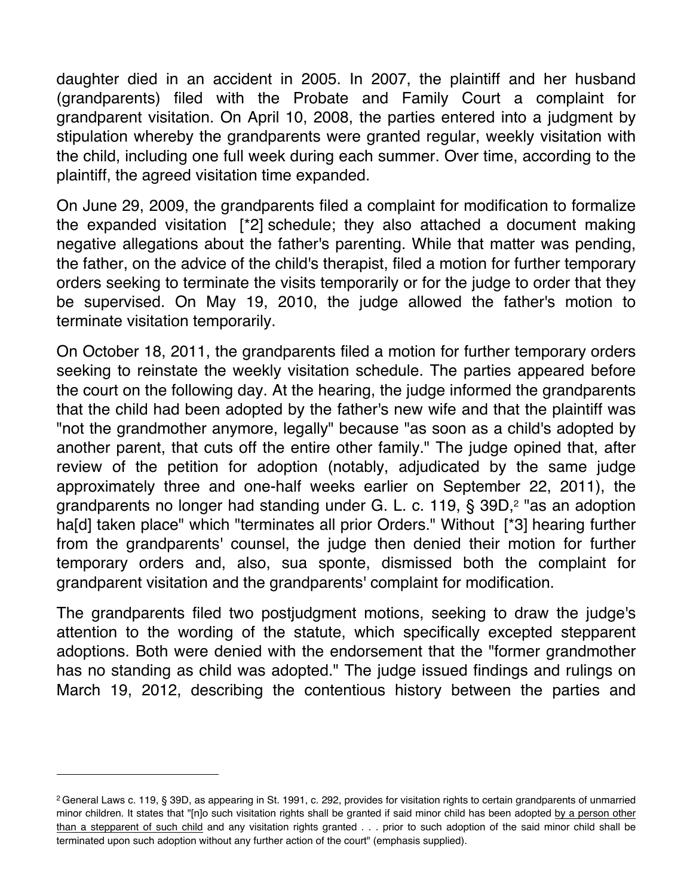daughter died in an accident in 2005. In 2007, the plaintiff and her husband (grandparents) filed with the Probate and Family Court a complaint for grandparent visitation. On April 10, 2008, the parties entered into a judgment by stipulation whereby the grandparents were granted regular, weekly visitation with the child, including one full week during each summer. Over time, according to the plaintiff, the agreed visitation time expanded.

On June 29, 2009, the grandparents filed a complaint for modification to formalize the expanded visitation [*2] schedule; they also attached a document making negative allegations about the father's parenting. While that matter was pending, the father, on the advice of the child's therapist, filed a motion for further temporary orders seeking to terminate the visits temporarily or for the judge to order that they be supervised. On May 19, 2010, the judge allowed the father's motion to terminate visitation temporarily.

On October 18, 2011, the grandparents filed a motion for further temporary orders seeking to reinstate the weekly visitation schedule. The parties appeared before the court on the following day. At the hearing, the judge informed the grandparents that the child had been adopted by the father's new wife and that the plaintiff was "not the grandmother anymore, legally" because "as soon as a child's adopted by another parent, that cuts off the entire other family." The judge opined that, after review of the petition for adoption (notably, adjudicated by the same judge approximately three and one-half weeks earlier on September 22, 2011), the grandparents no longer had standing under G. L. c. 119, § 39D,[2] "as an adoption ha[d] taken place" which "terminates all prior Orders." Without [*3] hearing further from the grandparents' counsel, the judge then denied their motion for further temporary orders and, also, sua sponte, dismissed both the complaint for grandparent visitation and the grandparents' complaint for modification.

The grandparents filed two postjudgment motions, seeking to draw the judge's attention to the wording of the statute, which specifically excepted stepparent adoptions. Both were denied with the endorsement that the "former grandmother has no standing as child was adopted." The judge issued findings and rulings on March 19, 2012, describing the contentious history between the parties and

---

[2] General Laws c. 119, § 39D, as appearing in St. 1991, c. 292, provides for visitation rights to certain grandparents of unmarried minor children. It states that "[n]o such visitation rights shall be granted if said minor child has been adopted <u>by a person other than a stepparent of such child</u> and any visitation rights granted . . . prior to such adoption of the said minor child shall be terminated upon such adoption without any further action of the court" (emphasis supplied).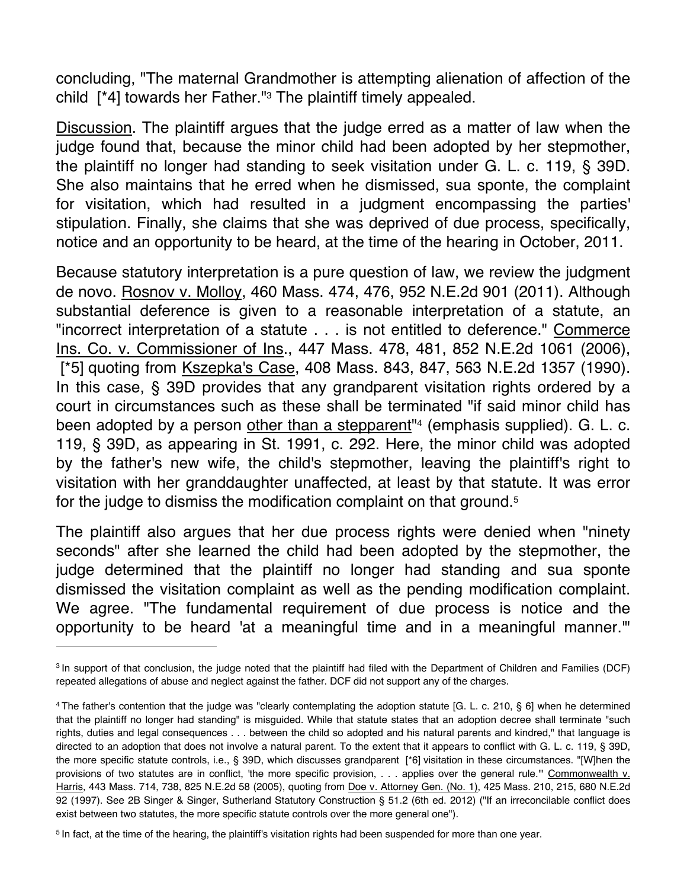concluding, "The maternal Grandmother is attempting alienation of affection of the child [*4] towards her Father."[3] The plaintiff timely appealed.

Discussion. The plaintiff argues that the judge erred as a matter of law when the judge found that, because the minor child had been adopted by her stepmother, the plaintiff no longer had standing to seek visitation under G. L. c. 119, § 39D. She also maintains that he erred when he dismissed, sua sponte, the complaint for visitation, which had resulted in a judgment encompassing the parties' stipulation. Finally, she claims that she was deprived of due process, specifically, notice and an opportunity to be heard, at the time of the hearing in October, 2011.

Because statutory interpretation is a pure question of law, we review the judgment de novo. Rosnov v. Molloy, 460 Mass. 474, 476, 952 N.E.2d 901 (2011). Although substantial deference is given to a reasonable interpretation of a statute, an "incorrect interpretation of a statute . . . is not entitled to deference." Commerce Ins. Co. v. Commissioner of Ins., 447 Mass. 478, 481, 852 N.E.2d 1061 (2006), [*5] quoting from Kszepka's Case, 408 Mass. 843, 847, 563 N.E.2d 1357 (1990). In this case, § 39D provides that any grandparent visitation rights ordered by a court in circumstances such as these shall be terminated "if said minor child has been adopted by a person other than a stepparent"[4] (emphasis supplied). G. L. c. 119, § 39D, as appearing in St. 1991, c. 292. Here, the minor child was adopted by the father's new wife, the child's stepmother, leaving the plaintiff's right to visitation with her granddaughter unaffected, at least by that statute. It was error for the judge to dismiss the modification complaint on that ground.[5]

The plaintiff also argues that her due process rights were denied when "ninety seconds" after she learned the child had been adopted by the stepmother, the judge determined that the plaintiff no longer had standing and sua sponte dismissed the visitation complaint as well as the pending modification complaint. We agree. "The fundamental requirement of due process is notice and the opportunity to be heard 'at a meaningful time and in a meaningful manner.'"

---

[3] In support of that conclusion, the judge noted that the plaintiff had filed with the Department of Children and Families (DCF) repeated allegations of abuse and neglect against the father. DCF did not support any of the charges.

[4] The father's contention that the judge was "clearly contemplating the adoption statute [G. L. c. 210, § 6] when he determined that the plaintiff no longer had standing" is misguided. While that statute states that an adoption decree shall terminate "such rights, duties and legal consequences . . . between the child so adopted and his natural parents and kindred," that language is directed to an adoption that does not involve a natural parent. To the extent that it appears to conflict with G. L. c. 119, § 39D, the more specific statute controls, i.e., § 39D, which discusses grandparent [*6] visitation in these circumstances. "[W]hen the provisions of two statutes are in conflict, 'the more specific provision, . . . applies over the general rule.'" Commonwealth v. Harris, 443 Mass. 714, 738, 825 N.E.2d 58 (2005), quoting from Doe v. Attorney Gen. (No. 1), 425 Mass. 210, 215, 680 N.E.2d 92 (1997). See 2B Singer & Singer, Sutherland Statutory Construction § 51.2 (6th ed. 2012) ("If an irreconcilable conflict does exist between two statutes, the more specific statute controls over the more general one").

[5] In fact, at the time of the hearing, the plaintiff's visitation rights had been suspended for more than one year.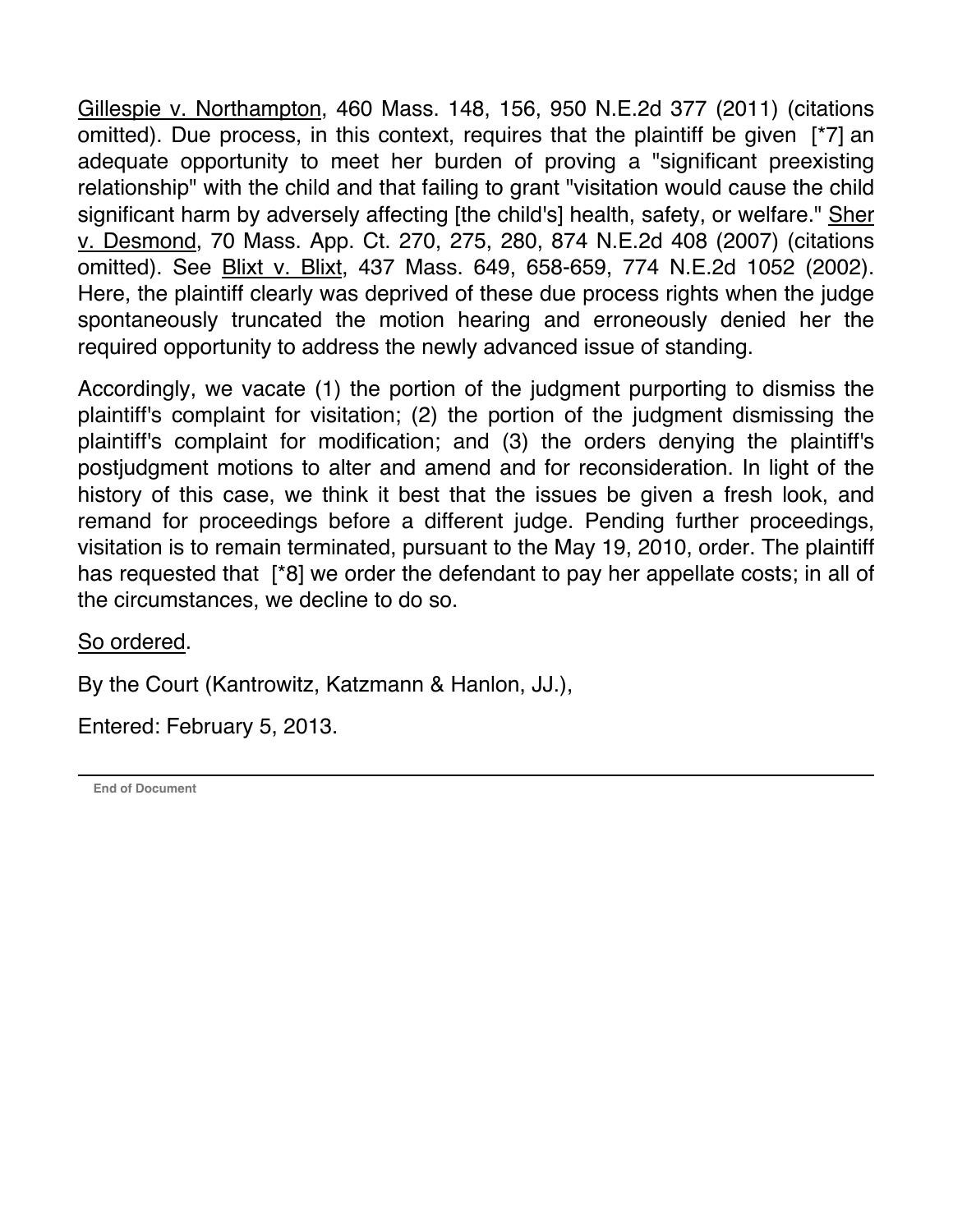Gillespie v. Northampton, 460 Mass. 148, 156, 950 N.E.2d 377 (2011) (citations omitted). Due process, in this context, requires that the plaintiff be given [*7] an adequate opportunity to meet her burden of proving a "significant preexisting relationship" with the child and that failing to grant "visitation would cause the child significant harm by adversely affecting [the child's] health, safety, or welfare." Sher v. Desmond, 70 Mass. App. Ct. 270, 275, 280, 874 N.E.2d 408 (2007) (citations omitted). See Blixt v. Blixt, 437 Mass. 649, 658-659, 774 N.E.2d 1052 (2002). Here, the plaintiff clearly was deprived of these due process rights when the judge spontaneously truncated the motion hearing and erroneously denied her the required opportunity to address the newly advanced issue of standing.

Accordingly, we vacate (1) the portion of the judgment purporting to dismiss the plaintiff's complaint for visitation; (2) the portion of the judgment dismissing the plaintiff's complaint for modification; and (3) the orders denying the plaintiff's postjudgment motions to alter and amend and for reconsideration. In light of the history of this case, we think it best that the issues be given a fresh look, and remand for proceedings before a different judge. Pending further proceedings, visitation is to remain terminated, pursuant to the May 19, 2010, order. The plaintiff has requested that [*8] we order the defendant to pay her appellate costs; in all of the circumstances, we decline to do so.

So ordered.

By the Court (Kantrowitz, Katzmann & Hanlon, JJ.),

Entered: February 5, 2013.

End of Document